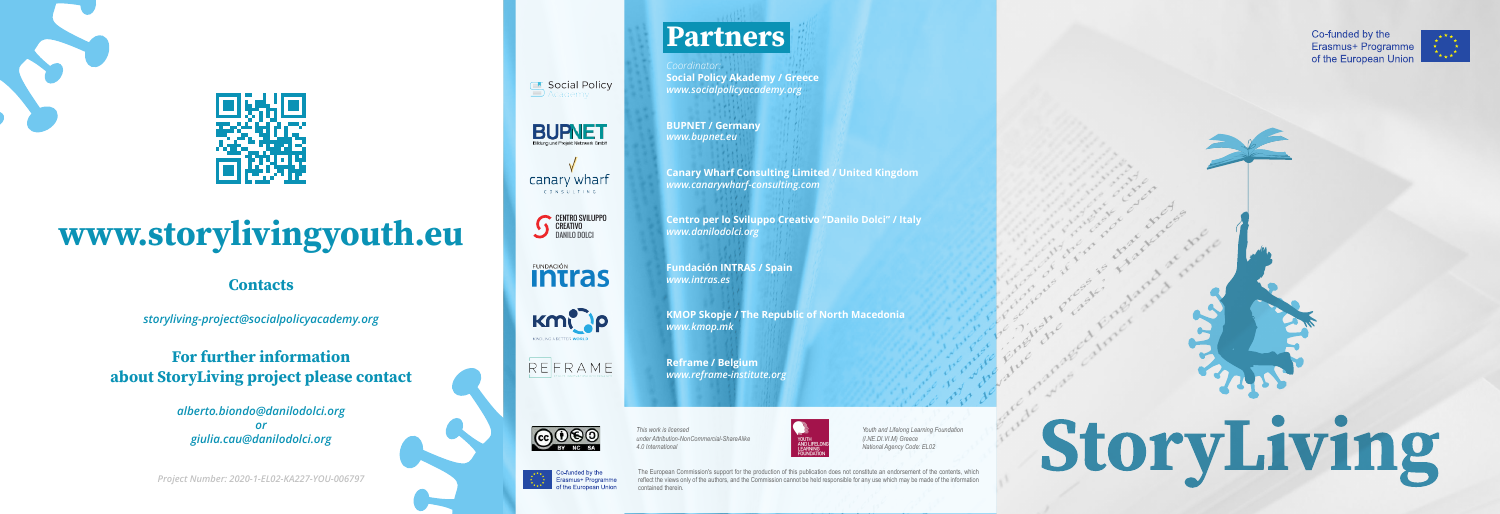# www.storylivingyouth.eu

## Contacts

*storyliving-project@socialpolicyacademy.org*

## For further information about StoryLiving project please contact

***alberto.biondo@danilodolci.org***
***or***
***giulia.cau@danilodolci.org***

*Project Number: 2020-1-EL02-KA227-YOU-006797*

# Partners

*Coordinator:*
**Social Policy Akademy / Greece**
***www.socialpolicyacademy.org***

**BUPNET / Germany**
***www.bupnet.eu***

**Canary Wharf Consulting Limited / United Kingdom**
***www.canarywharf-consulting.com***

**Centro per lo Sviluppo Creativo "Danilo Dolci" / Italy**
***www.danilodolci.org***

**Fundación INTRAS / Spain**
***www.intras.es***

**KMOP Skopje / The Republic of North Macedonia**
***www.kmop.mk***

**Reframe / Belgium**
***www.reframe-institute.org***

*This work is licensed under Attribution-NonCommercial-ShareAlike 4.0 International*

*Youth and Lifelong Learning Foundation (I.NE.DI.VI.M) Greece National Agency Code: EL02*

Co-funded by the Erasmus+ Programme of the European Union

The European Commission's support for the production of this publication does not constitute an endorsement of the contents, which reflect the views only of the authors, and the Commission cannot be held responsible for any use which may be made of the information contained therein.

Co-funded by the Erasmus+ Programme of the European Union

# StoryLiving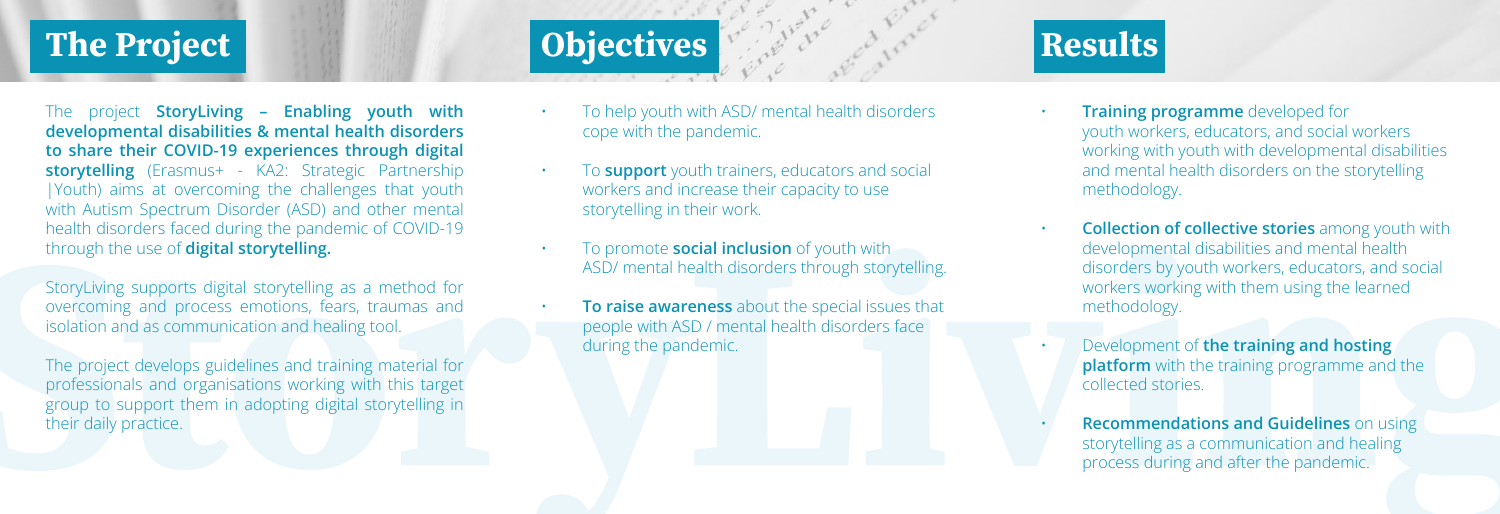## The Project

The project **StoryLiving – Enabling youth with developmental disabilities & mental health disorders to share their COVID-19 experiences through digital storytelling** (Erasmus+ - KA2: Strategic Partnership |Youth) aims at overcoming the challenges that youth with Autism Spectrum Disorder (ASD) and other mental health disorders faced during the pandemic of COVID-19 through the use of **digital storytelling.**

StoryLiving supports digital storytelling as a method for overcoming and process emotions, fears, traumas and isolation and as communication and healing tool.

The project develops guidelines and training material for professionals and organisations working with this target group to support them in adopting digital storytelling in their daily practice.

## Objectives

- To help youth with ASD/ mental health disorders cope with the pandemic.
- To **support** youth trainers, educators and social workers and increase their capacity to use storytelling in their work.
- To promote **social inclusion** of youth with ASD/ mental health disorders through storytelling.
- **To raise awareness** about the special issues that people with ASD / mental health disorders face during the pandemic.

## Results

- **Training programme** developed for youth workers, educators, and social workers working with youth with developmental disabilities and mental health disorders on the storytelling methodology.
- **Collection of collective stories** among youth with developmental disabilities and mental health disorders by youth workers, educators, and social workers working with them using the learned methodology.
- Development of **the training and hosting platform** with the training programme and the collected stories.
- **Recommendations and Guidelines** on using storytelling as a communication and healing process during and after the pandemic.